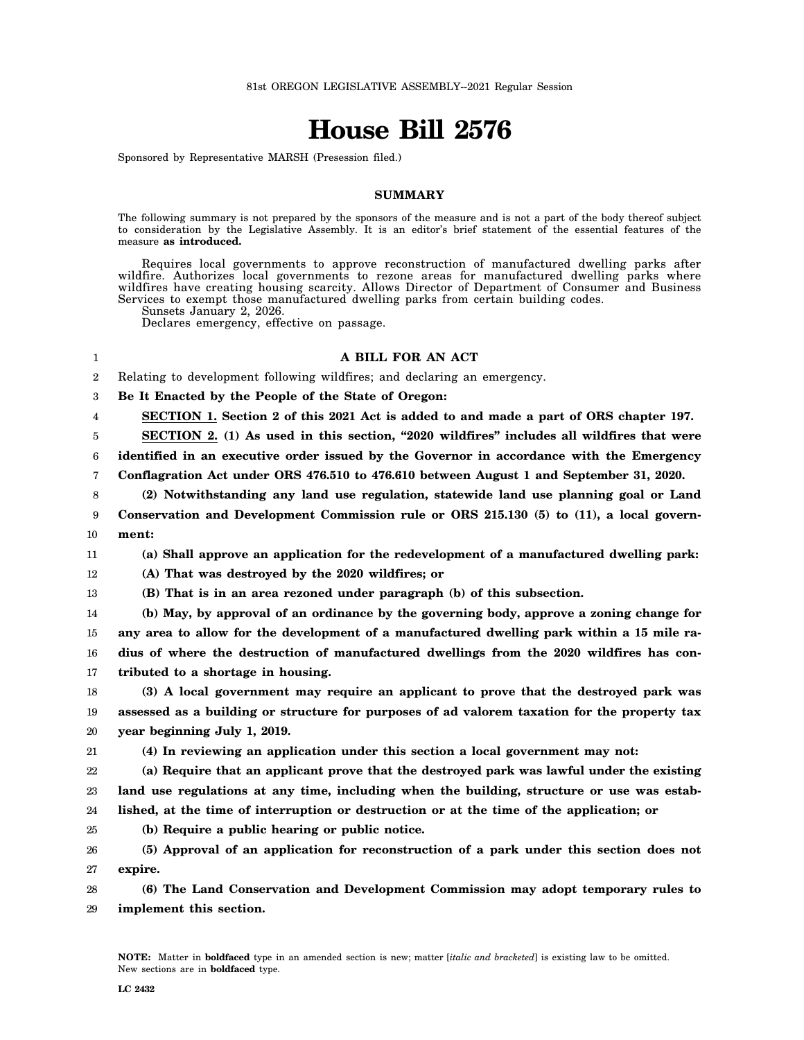81st OREGON LEGISLATIVE ASSEMBLY--2021 Regular Session

# House Bill 2576

Sponsored by Representative MARSH (Presession filed.)

## SUMMARY

The following summary is not prepared by the sponsors of the measure and is not a part of the body thereof subject to consideration by the Legislative Assembly. It is an editor's brief statement of the essential features of the measure **as introduced.**

Requires local governments to approve reconstruction of manufactured dwelling parks after wildfire. Authorizes local governments to rezone areas for manufactured dwelling parks where wildfires have creating housing scarcity. Allows Director of Department of Consumer and Business Services to exempt those manufactured dwelling parks from certain building codes.

Sunsets January 2, 2026.

Declares emergency, effective on passage.

**A BILL FOR AN ACT**

Relating to development following wildfires; and declaring an emergency.

**Be It Enacted by the People of the State of Oregon:**

**SECTION 1. Section 2 of this 2021 Act is added to and made a part of ORS chapter 197.**

**SECTION 2. (1) As used in this section, "2020 wildfires" includes all wildfires that were identified in an executive order issued by the Governor in accordance with the Emergency Conflagration Act under ORS 476.510 to 476.610 between August 1 and September 31, 2020.**

**(2) Notwithstanding any land use regulation, statewide land use planning goal or Land Conservation and Development Commission rule or ORS 215.130 (5) to (11), a local government:**

**(a) Shall approve an application for the redevelopment of a manufactured dwelling park:**

**(A) That was destroyed by the 2020 wildfires; or**

**(B) That is in an area rezoned under paragraph (b) of this subsection.**

**(b) May, by approval of an ordinance by the governing body, approve a zoning change for any area to allow for the development of a manufactured dwelling park within a 15 mile radius of where the destruction of manufactured dwellings from the 2020 wildfires has contributed to a shortage in housing.**

**(3) A local government may require an applicant to prove that the destroyed park was assessed as a building or structure for purposes of ad valorem taxation for the property tax year beginning July 1, 2019.**

**(4) In reviewing an application under this section a local government may not:**

**(a) Require that an applicant prove that the destroyed park was lawful under the existing land use regulations at any time, including when the building, structure or use was established, at the time of interruption or destruction or at the time of the application; or**

**(b) Require a public hearing or public notice.**

**(5) Approval of an application for reconstruction of a park under this section does not expire.**

**(6) The Land Conservation and Development Commission may adopt temporary rules to implement this section.**

**NOTE:** Matter in **boldfaced** type in an amended section is new; matter [*italic and bracketed*] is existing law to be omitted. New sections are in **boldfaced** type.

LC 2432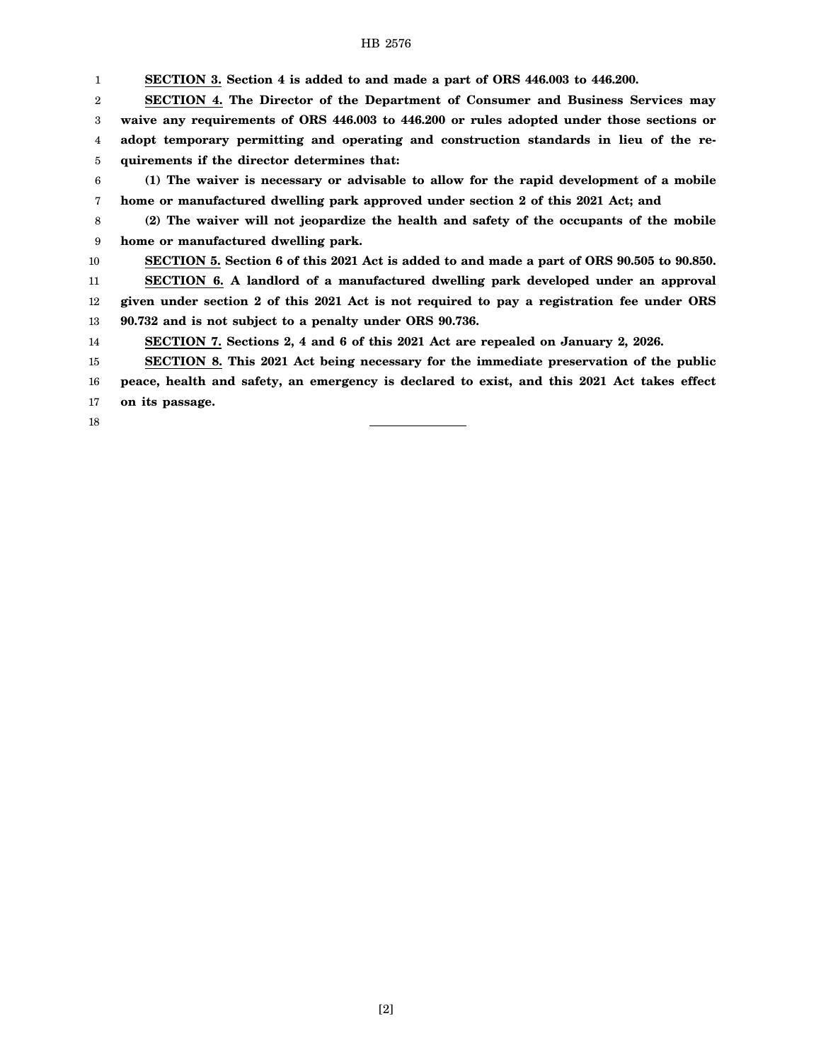**SECTION 3. Section 4 is added to and made a part of ORS 446.003 to 446.200.**

**SECTION 4. The Director of the Department of Consumer and Business Services may waive any requirements of ORS 446.003 to 446.200 or rules adopted under those sections or adopt temporary permitting and operating and construction standards in lieu of the requirements if the director determines that:**

**(1) The waiver is necessary or advisable to allow for the rapid development of a mobile home or manufactured dwelling park approved under section 2 of this 2021 Act; and**

**(2) The waiver will not jeopardize the health and safety of the occupants of the mobile home or manufactured dwelling park.**

**SECTION 5. Section 6 of this 2021 Act is added to and made a part of ORS 90.505 to 90.850.**

**SECTION 6. A landlord of a manufactured dwelling park developed under an approval given under section 2 of this 2021 Act is not required to pay a registration fee under ORS 90.732 and is not subject to a penalty under ORS 90.736.**

**SECTION 7. Sections 2, 4 and 6 of this 2021 Act are repealed on January 2, 2026.**

**SECTION 8. This 2021 Act being necessary for the immediate preservation of the public peace, health and safety, an emergency is declared to exist, and this 2021 Act takes effect on its passage.**